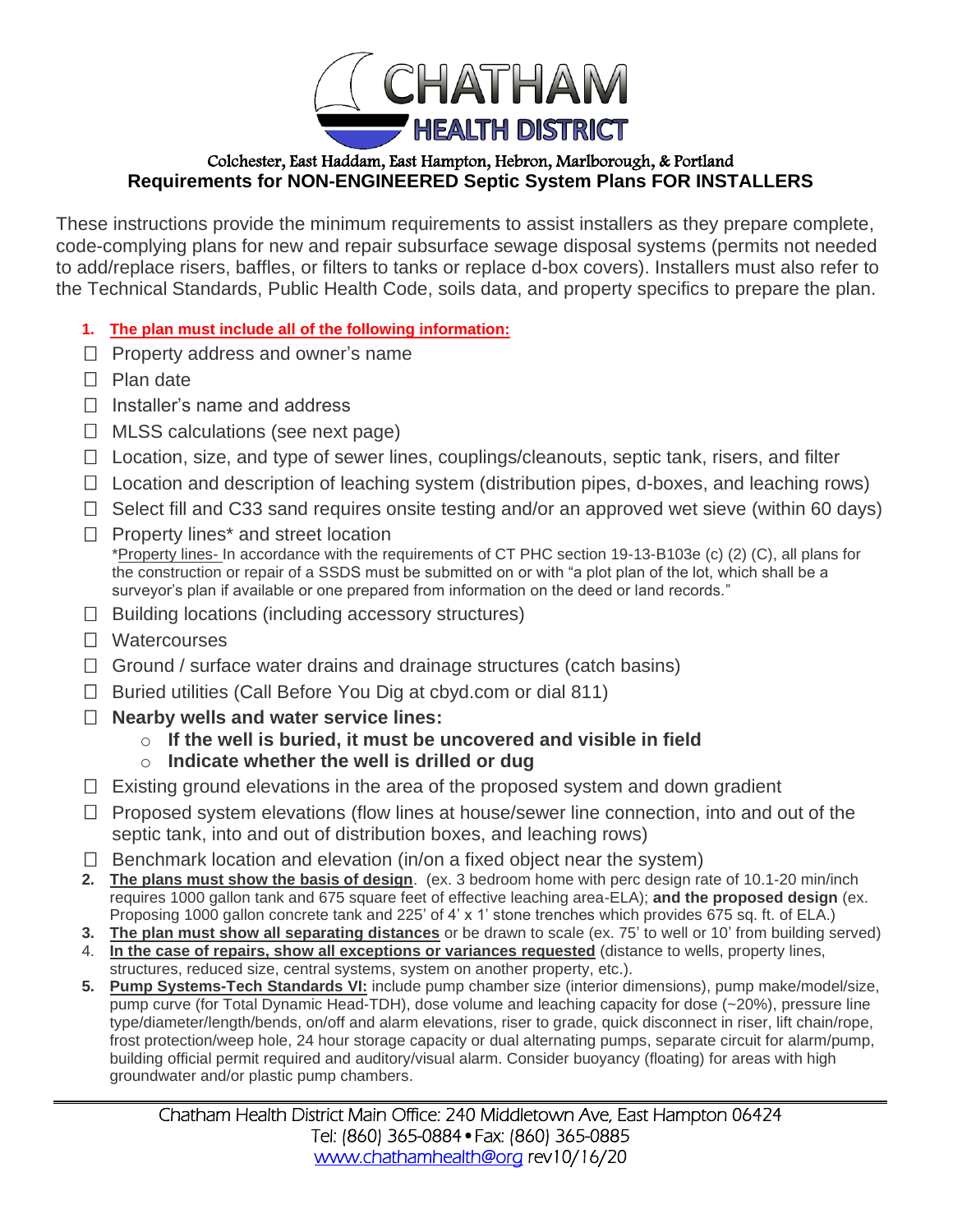# CHATHAM HEALTH DISTRICT

Colchester, East Haddam, East Hampton, Hebron, Marlborough, & Portland

## Requirements for NON-ENGINEERED Septic System Plans FOR INSTALLERS

These instructions provide the minimum requirements to assist installers as they prepare complete, code-complying plans for new and repair subsurface sewage disposal systems (permits not needed to add/replace risers, baffles, or filters to tanks or replace d-box covers). Installers must also refer to the Technical Standards, Public Health Code, soils data, and property specifics to prepare the plan.

1. **The plan must include all of the following information:**
   - ☐ Property address and owner's name
   - ☐ Plan date
   - ☐ Installer's name and address
   - ☐ MLSS calculations (see next page)
   - ☐ Location, size, and type of sewer lines, couplings/cleanouts, septic tank, risers, and filter
   - ☐ Location and description of leaching system (distribution pipes, d-boxes, and leaching rows)
   - ☐ Select fill and C33 sand requires onsite testing and/or an approved wet sieve (within 60 days)
   - ☐ Property lines* and street location
     *Property lines- In accordance with the requirements of CT PHC section 19-13-B103e (c) (2) (C), all plans for the construction or repair of a SSDS must be submitted on or with "a plot plan of the lot, which shall be a surveyor's plan if available or one prepared from information on the deed or land records."
   - ☐ Building locations (including accessory structures)
   - ☐ Watercourses
   - ☐ Ground / surface water drains and drainage structures (catch basins)
   - ☐ Buried utilities (Call Before You Dig at cbyd.com or dial 811)
   - ☐ **Nearby wells and water service lines:**
     - **If the well is buried, it must be uncovered and visible in field**
     - **Indicate whether the well is drilled or dug**
   - ☐ Existing ground elevations in the area of the proposed system and down gradient
   - ☐ Proposed system elevations (flow lines at house/sewer line connection, into and out of the septic tank, into and out of distribution boxes, and leaching rows)
   - ☐ Benchmark location and elevation (in/on a fixed object near the system)
2. **The plans must show the basis of design**. (ex. 3 bedroom home with perc design rate of 10.1-20 min/inch requires 1000 gallon tank and 675 square feet of effective leaching area-ELA); **and the proposed design** (ex. Proposing 1000 gallon concrete tank and 225' of 4' x 1' stone trenches which provides 675 sq. ft. of ELA.)
3. **The plan must show all separating distances** or be drawn to scale (ex. 75' to well or 10' from building served)
4. **In the case of repairs, show all exceptions or variances requested** (distance to wells, property lines, structures, reduced size, central systems, system on another property, etc.).
5. **Pump Systems-Tech Standards VI:** include pump chamber size (interior dimensions), pump make/model/size, pump curve (for Total Dynamic Head-TDH), dose volume and leaching capacity for dose (~20%), pressure line type/diameter/length/bends, on/off and alarm elevations, riser to grade, quick disconnect in riser, lift chain/rope, frost protection/weep hole, 24 hour storage capacity or dual alternating pumps, separate circuit for alarm/pump, building official permit required and auditory/visual alarm. Consider buoyancy (floating) for areas with high groundwater and/or plastic pump chambers.

Chatham Health District Main Office: 240 Middletown Ave, East Hampton 06424
Tel: (860) 365-0884 • Fax: (860) 365-0885
www.chathamhealth@org rev10/16/20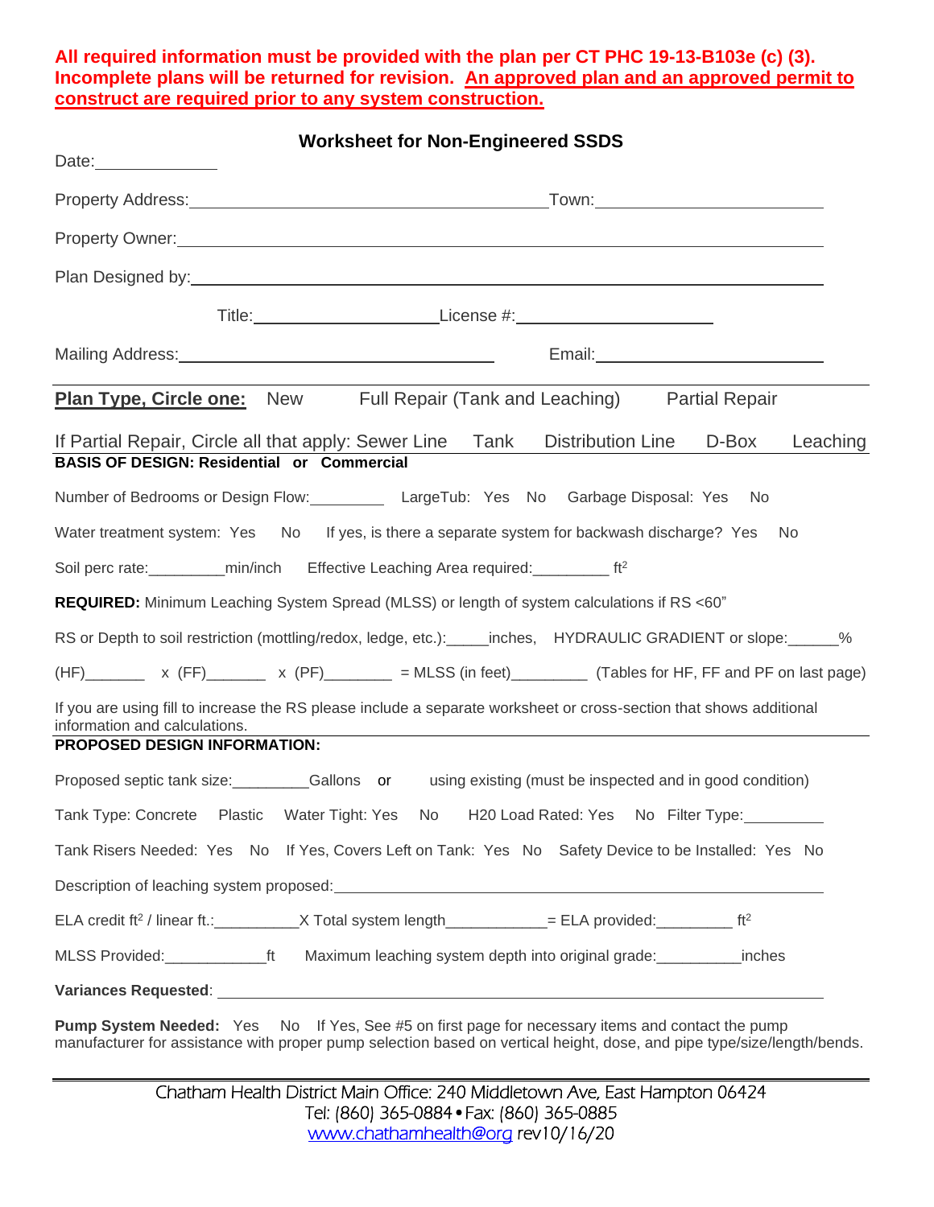**All required information must be provided with the plan per CT PHC 19-13-B103e (c) (3). Incomplete plans will be returned for revision. <u>An approved plan and an approved permit to construct are required prior to any system construction.</u>**

## Worksheet for Non-Engineered SSDS

Date:______________

Property Address:_____________________________________________Town:__________________________

Property Owner:______________________________________________________________________________

Plan Designed by:_____________________________________________________________________________

Title:______________________License #:______________________

Mailing Address:____________________________________ Email:__________________________

---

**<u>Plan Type, Circle one:</u>** New Full Repair (Tank and Leaching) Partial Repair

If Partial Repair, Circle all that apply: Sewer Line Tank Distribution Line D-Box Leaching

**BASIS OF DESIGN: Residential or Commercial**

Number of Bedrooms or Design Flow:_________ LargeTub: Yes No Garbage Disposal: Yes No

Water treatment system: Yes No If yes, is there a separate system for backwash discharge? Yes No

Soil perc rate:_________min/inch Effective Leaching Area required:_________ ft²

**REQUIRED:** Minimum Leaching System Spread (MLSS) or length of system calculations if RS <60"

RS or Depth to soil restriction (mottling/redox, ledge, etc.):_____inches, HYDRAULIC GRADIENT or slope:______%

(HF)_______ x (FF)_______ x (PF)________ = MLSS (in feet)_________ (Tables for HF, FF and PF on last page)

If you are using fill to increase the RS please include a separate worksheet or cross-section that shows additional information and calculations.

**PROPOSED DESIGN INFORMATION:**

Proposed septic tank size:_________Gallons or using existing (must be inspected and in good condition)

Tank Type: Concrete Plastic Water Tight: Yes No H20 Load Rated: Yes No Filter Type:_________

Tank Risers Needed: Yes No If Yes, Covers Left on Tank: Yes No Safety Device to be Installed: Yes No

Description of leaching system proposed:_____________________________________________________

ELA credit ft² / linear ft.:__________X Total system length____________= ELA provided:_________ ft²

MLSS Provided:____________ft Maximum leaching system depth into original grade:__________inches

**Variances Requested**: ____________________________________________________________________

**Pump System Needed:** Yes No If Yes, See #5 on first page for necessary items and contact the pump manufacturer for assistance with proper pump selection based on vertical height, dose, and pipe type/size/length/bends.

---

Chatham Health District Main Office: 240 Middletown Ave, East Hampton 06424
Tel: (860) 365-0884 • Fax: (860) 365-0885
www.chathamhealth@org rev10/16/20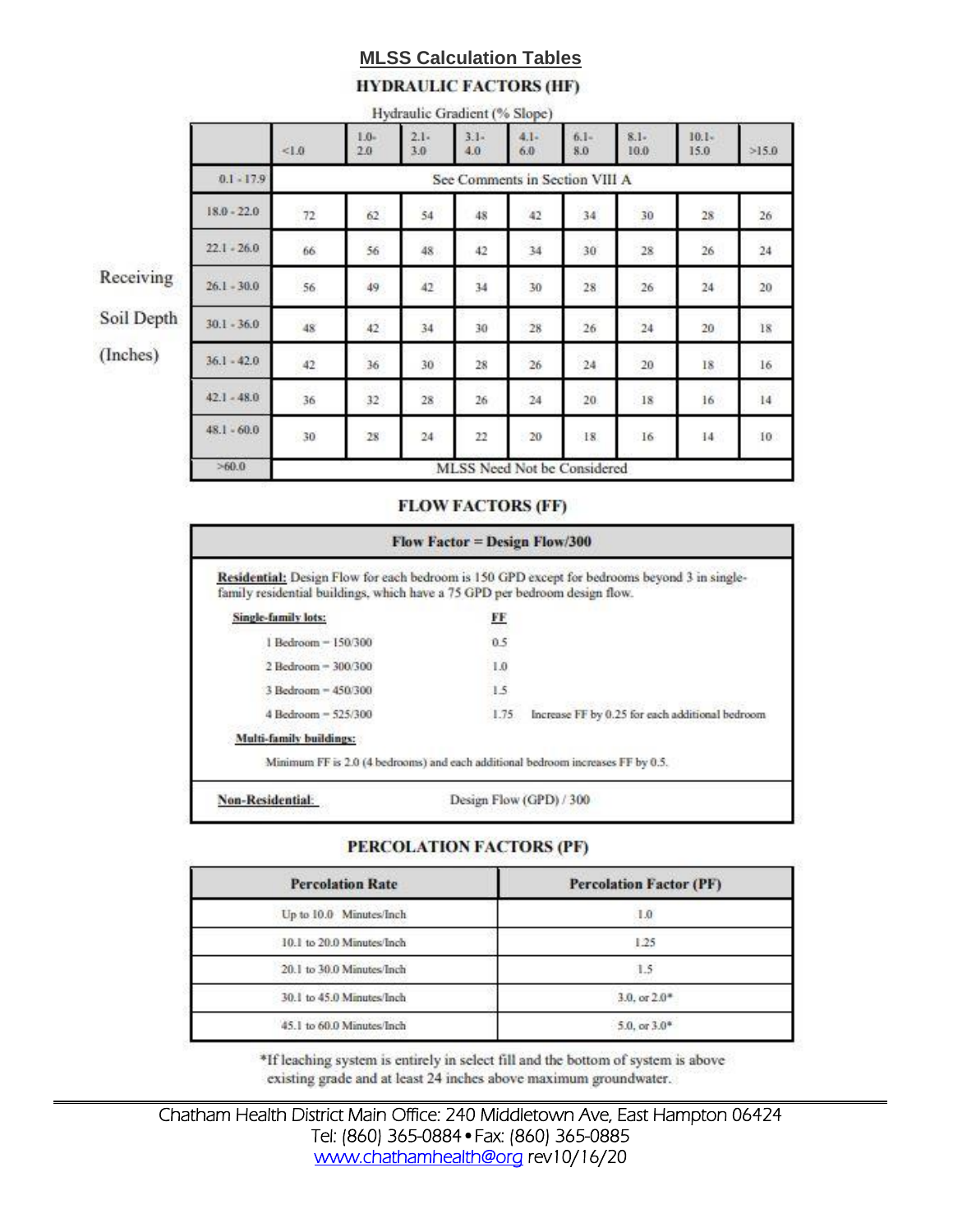## MLSS Calculation Tables

### HYDRAULIC FACTORS (HF)

| Receiving Soil Depth (Inches) | Hydraulic Gradient (% Slope) <1.0 | 1.0-2.0 | 2.1-3.0 | 3.1-4.0 | 4.1-6.0 | 6.1-8.0 | 8.1-10.0 | 10.1-15.0 | >15.0 |
|---|---|---|---|---|---|---|---|---|---|
| 0.1 - 17.9 | See Comments in Section VIII A | | | | | | | | |
| 18.0 - 22.0 | 72 | 62 | 54 | 48 | 42 | 34 | 30 | 28 | 26 |
| 22.1 - 26.0 | 66 | 56 | 48 | 42 | 34 | 30 | 28 | 26 | 24 |
| 26.1 - 30.0 | 56 | 49 | 42 | 34 | 30 | 28 | 26 | 24 | 20 |
| 30.1 - 36.0 | 48 | 42 | 34 | 30 | 28 | 26 | 24 | 20 | 18 |
| 36.1 - 42.0 | 42 | 36 | 30 | 28 | 26 | 24 | 20 | 18 | 16 |
| 42.1 - 48.0 | 36 | 32 | 28 | 26 | 24 | 20 | 18 | 16 | 14 |
| 48.1 - 60.0 | 30 | 28 | 24 | 22 | 20 | 18 | 16 | 14 | 10 |
| >60.0 | MLSS Need Not be Considered | | | | | | | | |

### FLOW FACTORS (FF)

**Flow Factor = Design Flow/300**

**Residential:** Design Flow for each bedroom is 150 GPD except for bedrooms beyond 3 in single-family residential buildings, which have a 75 GPD per bedroom design flow.

| Single-family lots: | FF | |
|---|---|---|
| 1 Bedroom = 150/300 | 0.5 | |
| 2 Bedroom = 300/300 | 1.0 | |
| 3 Bedroom = 450/300 | 1.5 | |
| 4 Bedroom = 525/300 | 1.75 | Increase FF by 0.25 for each additional bedroom |

**Multi-family buildings:**

Minimum FF is 2.0 (4 bedrooms) and each additional bedroom increases FF by 0.5.

**Non-Residential:** Design Flow (GPD) / 300

### PERCOLATION FACTORS (PF)

| Percolation Rate | Percolation Factor (PF) |
|---|---|
| Up to 10.0 Minutes/Inch | 1.0 |
| 10.1 to 20.0 Minutes/Inch | 1.25 |
| 20.1 to 30.0 Minutes/Inch | 1.5 |
| 30.1 to 45.0 Minutes/Inch | 3.0, or 2.0* |
| 45.1 to 60.0 Minutes/Inch | 5.0, or 3.0* |

*If leaching system is entirely in select fill and the bottom of system is above existing grade and at least 24 inches above maximum groundwater.

Chatham Health District Main Office: 240 Middletown Ave, East Hampton 06424
Tel: (860) 365-0884 • Fax: (860) 365-0885
www.chathamhealth@org rev10/16/20